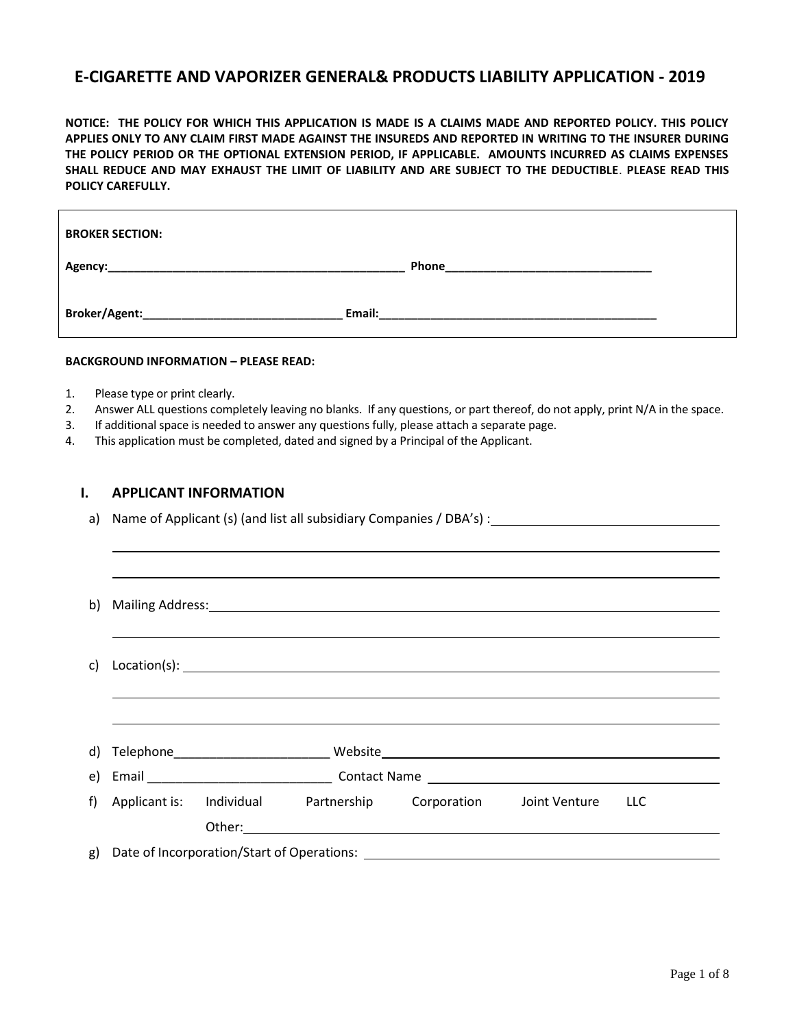# E-CIGARETTE AND VAPORIZER GENERAL& PRODUCTS LIABILITY APPLICATION - 2019

**NOTICE: THE POLICY FOR WHICH THIS APPLICATION IS MADE IS A CLAIMS MADE AND REPORTED POLICY. THIS POLICY APPLIES ONLY TO ANY CLAIM FIRST MADE AGAINST THE INSUREDS AND REPORTED IN WRITING TO THE INSURER DURING THE POLICY PERIOD OR THE OPTIONAL EXTENSION PERIOD, IF APPLICABLE. AMOUNTS INCURRED AS CLAIMS EXPENSES SHALL REDUCE AND MAY EXHAUST THE LIMIT OF LIABILITY AND ARE SUBJECT TO THE DEDUCTIBLE. PLEASE READ THIS POLICY CAREFULLY.**

**BROKER SECTION:**

**Agency:**_______________________________________________ **Phone**________________________________

**Broker/Agent:**_______________________________ **Email:**____________________________________________

**BACKGROUND INFORMATION – PLEASE READ:**

1. Please type or print clearly.
2. Answer ALL questions completely leaving no blanks. If any questions, or part thereof, do not apply, print N/A in the space.
3. If additional space is needed to answer any questions fully, please attach a separate page.
4. This application must be completed, dated and signed by a Principal of the Applicant.

## I. APPLICANT INFORMATION

a) Name of Applicant (s) (and list all subsidiary Companies / DBA's) : ______________________________

b) Mailing Address: ______________________________

c) Location(s): ______________________________

d) Telephone______________________ Website______________________________

e) Email __________________________ Contact Name ______________________________

f) Applicant is: Individual Partnership Corporation Joint Venture LLC

Other: ______________________________

g) Date of Incorporation/Start of Operations: ______________________________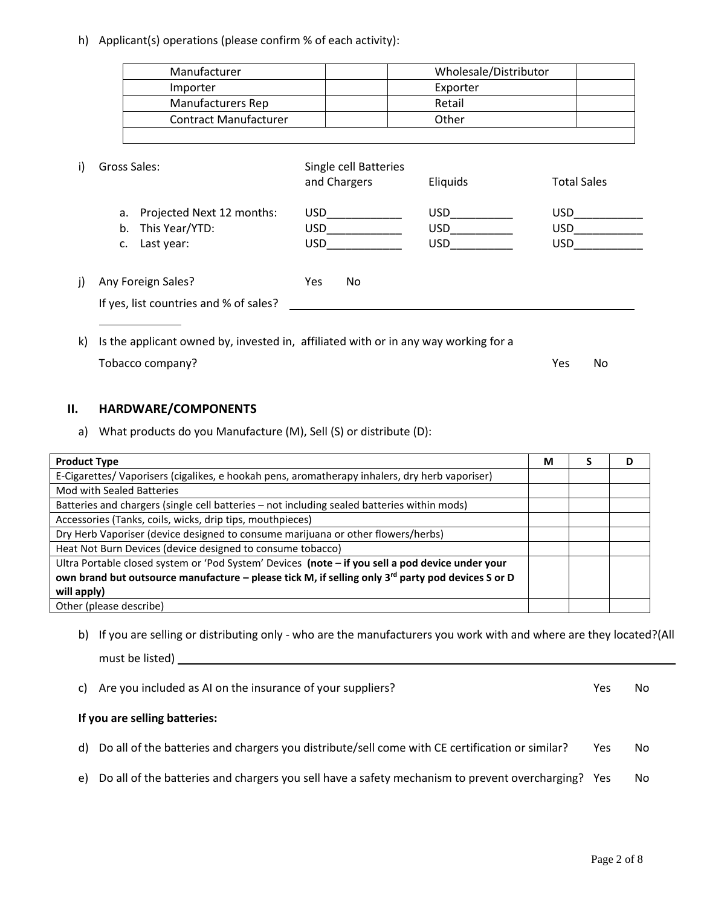h) Applicant(s) operations (please confirm % of each activity):

| Manufacturer | | Wholesale/Distributor | |
|---|---|---|---|
| Importer | | Exporter | |
| Manufacturers Rep | | Retail | |
| Contract Manufacturer | | Other | |
| | | | |

i) Gross Sales:

| | Single cell Batteries and Chargers | Eliquids | Total Sales |
|---|---|---|---|
| a. Projected Next 12 months: | USD____________ | USD__________ | USD___________ |
| b. This Year/YTD: | USD____________ | USD__________ | USD___________ |
| c. Last year: | USD____________ | USD__________ | USD___________ |

j) Any Foreign Sales? Yes No

If yes, list countries and % of sales? ______________________________________________

k) Is the applicant owned by, invested in, affiliated with or in any way working for a Tobacco company? Yes No

## II. HARDWARE/COMPONENTS

a) What products do you Manufacture (M), Sell (S) or distribute (D):

| Product Type | M | S | D |
|---|---|---|---|
| E-Cigarettes/ Vaporisers (cigalikes, e hookah pens, aromatherapy inhalers, dry herb vaporiser) | | | |
| Mod with Sealed Batteries | | | |
| Batteries and chargers (single cell batteries – not including sealed batteries within mods) | | | |
| Accessories (Tanks, coils, wicks, drip tips, mouthpieces) | | | |
| Dry Herb Vaporiser (device designed to consume marijuana or other flowers/herbs) | | | |
| Heat Not Burn Devices (device designed to consume tobacco) | | | |
| Ultra Portable closed system or 'Pod System' Devices **(note – if you sell a pod device under your own brand but outsource manufacture – please tick M, if selling only 3rd party pod devices S or D will apply)** | | | |
| Other (please describe) | | | |

b) If you are selling or distributing only - who are the manufacturers you work with and where are they located?(All must be listed) ______________________________________________

c) Are you included as AI on the insurance of your suppliers? Yes No

**If you are selling batteries:**

d) Do all of the batteries and chargers you distribute/sell come with CE certification or similar? Yes No

e) Do all of the batteries and chargers you sell have a safety mechanism to prevent overcharging? Yes No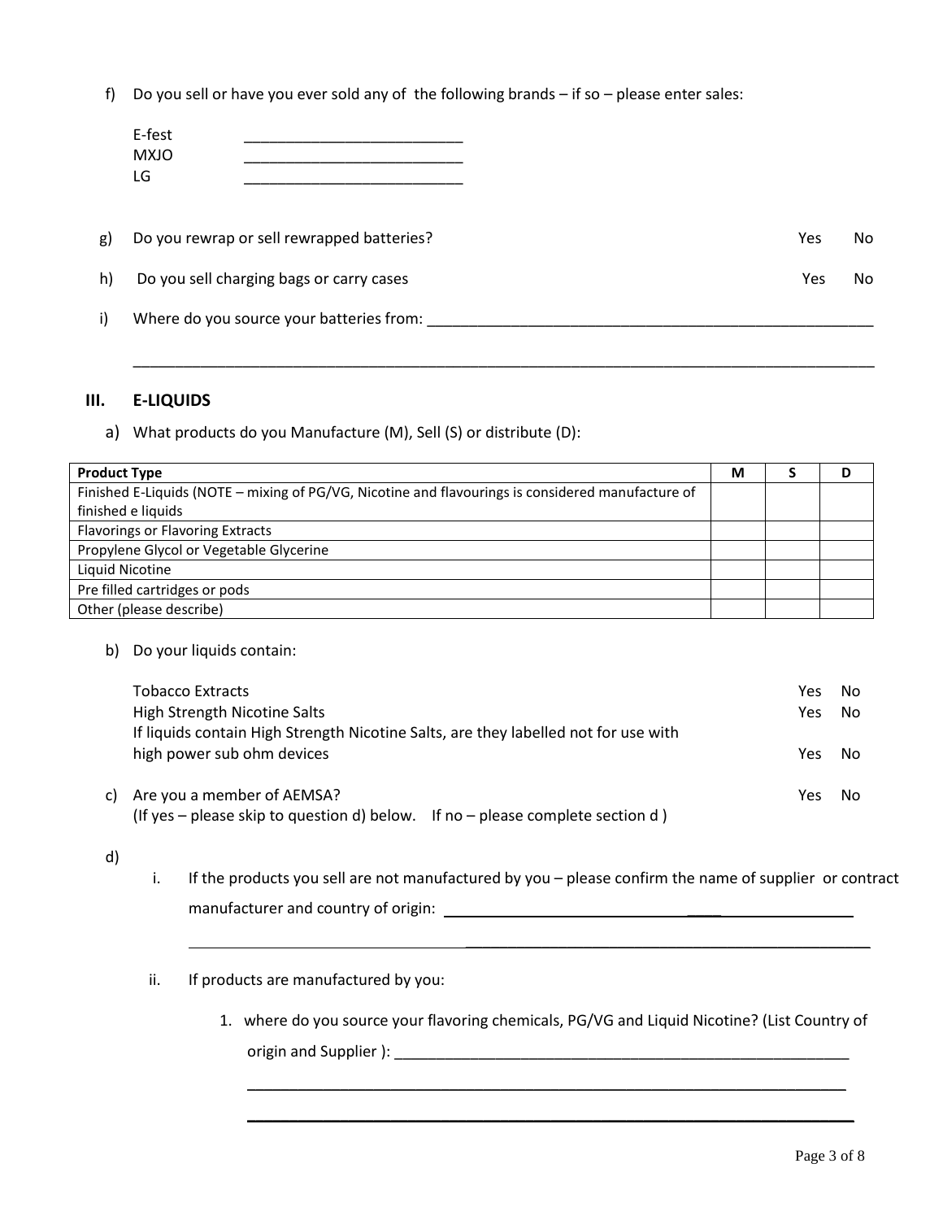f) Do you sell or have you ever sold any of the following brands – if so – please enter sales:

E-fest ___________________________
MXJO ___________________________
LG ___________________________

g) Do you rewrap or sell rewrapped batteries? Yes No

h) Do you sell charging bags or carry cases Yes No

i) Where do you source your batteries from: ___________________________________________________________

___________________________________________________________________________________________

## III. E-LIQUIDS

a) What products do you Manufacture (M), Sell (S) or distribute (D):

| Product Type | M | S | D |
|---|---|---|---|
| Finished E-Liquids (NOTE – mixing of PG/VG, Nicotine and flavourings is considered manufacture of finished e liquids | | | |
| Flavorings or Flavoring Extracts | | | |
| Propylene Glycol or Vegetable Glycerine | | | |
| Liquid Nicotine | | | |
| Pre filled cartridges or pods | | | |
| Other (please describe) | | | |

b) Do your liquids contain:

Tobacco Extracts Yes No
High Strength Nicotine Salts Yes No
If liquids contain High Strength Nicotine Salts, are they labelled not for use with high power sub ohm devices Yes No

c) Are you a member of AEMSA? Yes No
(If yes – please skip to question d) below. If no – please complete section d )

d)

i. If the products you sell are not manufactured by you – please confirm the name of supplier or contract manufacturer and country of origin: ___________________________________________

___________________________________________________________________________________

ii. If products are manufactured by you:

1. where do you source your flavoring chemicals, PG/VG and Liquid Nicotine? (List Country of origin and Supplier ): ___________________________________________________________

___________________________________________________________________________

___________________________________________________________________________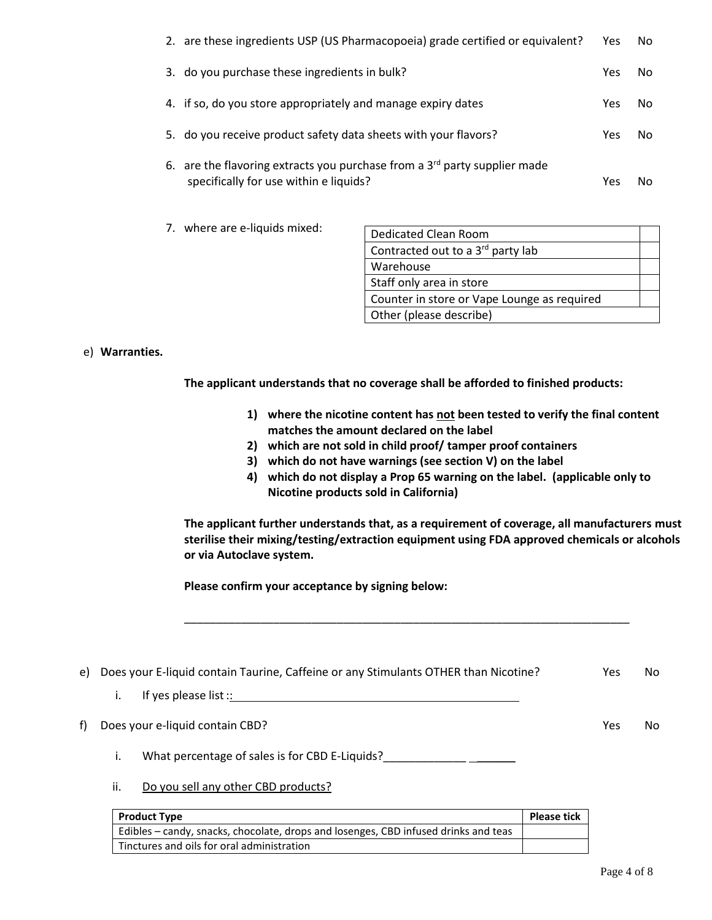2. are these ingredients USP (US Pharmacopoeia) grade certified or equivalent? Yes No

3. do you purchase these ingredients in bulk? Yes No

4. if so, do you store appropriately and manage expiry dates Yes No

5. do you receive product safety data sheets with your flavors? Yes No

6. are the flavoring extracts you purchase from a 3rd party supplier made specifically for use within e liquids? Yes No

7. where are e-liquids mixed:

| | |
|---|---|
| Dedicated Clean Room | |
| Contracted out to a 3rd party lab | |
| Warehouse | |
| Staff only area in store | |
| Counter in store or Vape Lounge as required | |
| Other (please describe) | |

e) **Warranties.**

**The applicant understands that no coverage shall be afforded to finished products:**

1) **where the nicotine content has not been tested to verify the final content matches the amount declared on the label**
2) **which are not sold in child proof/ tamper proof containers**
3) **which do not have warnings (see section V) on the label**
4) **which do not display a Prop 65 warning on the label. (applicable only to Nicotine products sold in California)**

**The applicant further understands that, as a requirement of coverage, all manufacturers must sterilise their mixing/testing/extraction equipment using FDA approved chemicals or alcohols or via Autoclave system.**

**Please confirm your acceptance by signing below:**

___________________________________________________________________________

e) Does your E-liquid contain Taurine, Caffeine or any Stimulants OTHER than Nicotine? Yes No

i. If yes please list ::______________________________________________

f) Does your e-liquid contain CBD? Yes No

i. What percentage of sales is for CBD E-Liquids?_____________ ______

ii. Do you sell any other CBD products?

| Product Type | Please tick |
|---|---|
| Edibles – candy, snacks, chocolate, drops and losenges, CBD infused drinks and teas | |
| Tinctures and oils for oral administration | |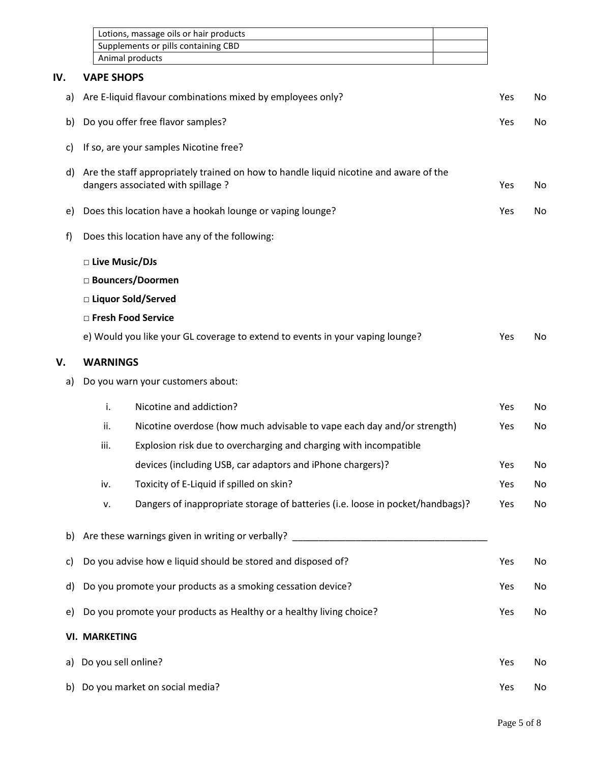| Lotions, massage oils or hair products | |
|---|---|
| Supplements or pills containing CBD | |
| Animal products | |

## IV. VAPE SHOPS

a) Are E-liquid flavour combinations mixed by employees only? Yes No

b) Do you offer free flavor samples? Yes No

c) If so, are your samples Nicotine free?

d) Are the staff appropriately trained on how to handle liquid nicotine and aware of the dangers associated with spillage ? Yes No

e) Does this location have a hookah lounge or vaping lounge? Yes No

f) Does this location have any of the following:

□ **Live Music/DJs**

□ **Bouncers/Doormen**

□ **Liquor Sold/Served**

□ **Fresh Food Service**

e) Would you like your GL coverage to extend to events in your vaping lounge? Yes No

## V. WARNINGS

a) Do you warn your customers about:

i. Nicotine and addiction? Yes No

ii. Nicotine overdose (how much advisable to vape each day and/or strength) Yes No

iii. Explosion risk due to overcharging and charging with incompatible devices (including USB, car adaptors and iPhone chargers)? Yes No

iv. Toxicity of E-Liquid if spilled on skin? Yes No

v. Dangers of inappropriate storage of batteries (i.e. loose in pocket/handbags)? Yes No

b) Are these warnings given in writing or verbally? ____________________________________

c) Do you advise how e liquid should be stored and disposed of? Yes No

d) Do you promote your products as a smoking cessation device? Yes No

e) Do you promote your products as Healthy or a healthy living choice? Yes No

## VI. MARKETING

a) Do you sell online? Yes No

b) Do you market on social media? Yes No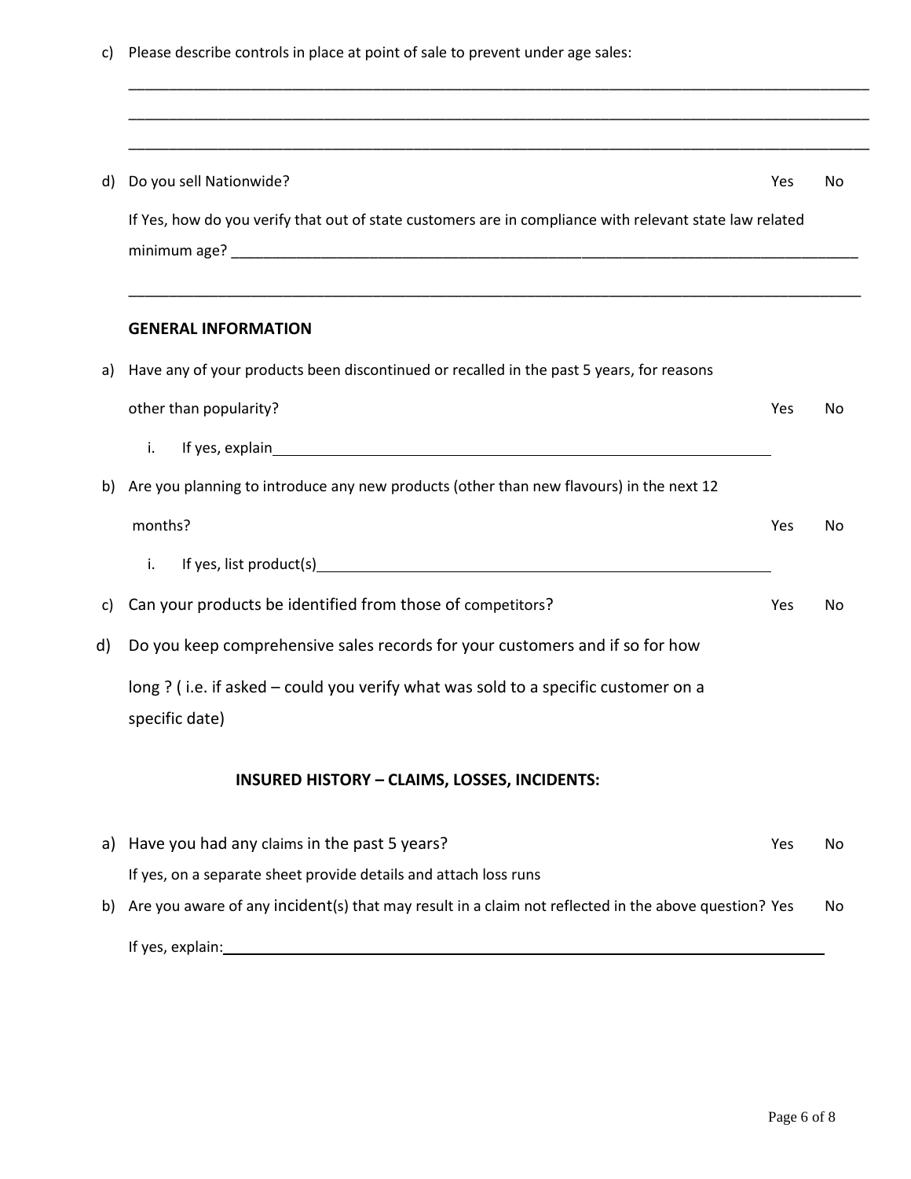c) Please describe controls in place at point of sale to prevent under age sales:

______________________________________________________________________________________

______________________________________________________________________________________

______________________________________________________________________________________

d) Do you sell Nationwide? Yes No

If Yes, how do you verify that out of state customers are in compliance with relevant state law related minimum age? ______________________________________________________________________

______________________________________________________________________________________

**GENERAL INFORMATION**

a) Have any of your products been discontinued or recalled in the past 5 years, for reasons other than popularity? Yes No

  i. If yes, explain______________________________________________________

b) Are you planning to introduce any new products (other than new flavours) in the next 12 months? Yes No

  i. If yes, list product(s)______________________________________________________

c) Can your products be identified from those of competitors? Yes No

d) Do you keep comprehensive sales records for your customers and if so for how long ? ( i.e. if asked – could you verify what was sold to a specific customer on a specific date)

**INSURED HISTORY – CLAIMS, LOSSES, INCIDENTS:**

a) Have you had any claims in the past 5 years? Yes No

If yes, on a separate sheet provide details and attach loss runs

b) Are you aware of any incident(s) that may result in a claim not reflected in the above question? Yes No

If yes, explain:______________________________________________________________________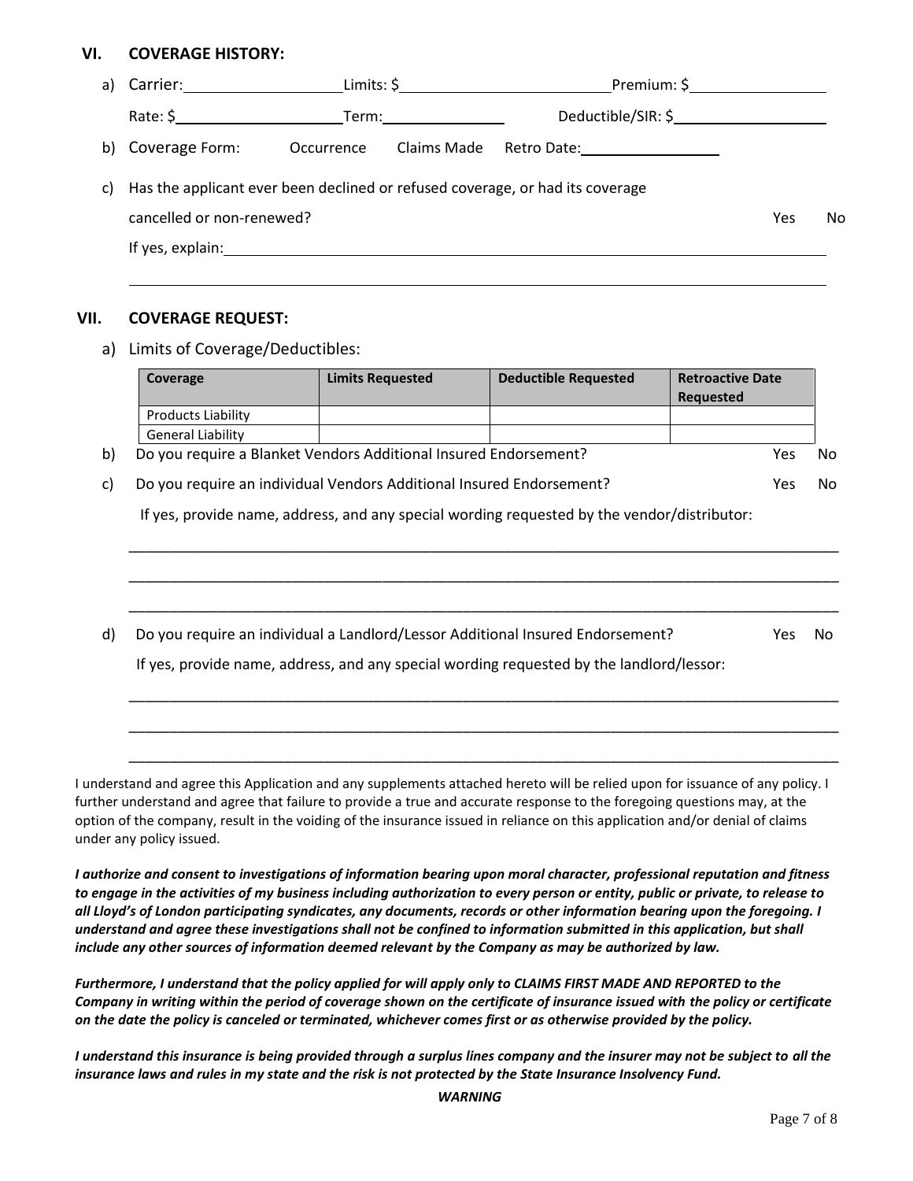## VI. COVERAGE HISTORY:

a) Carrier: ____________________ Limits: $ ____________________ Premium: $ ____________________

Rate: $ ____________________ Term: ____________________ Deductible/SIR: $ ____________________

b) Coverage Form: Occurrence Claims Made Retro Date: ____________________

c) Has the applicant ever been declined or refused coverage, or had its coverage cancelled or non-renewed? Yes No

If yes, explain: ____________________________________________________________

____________________________________________________________

## VII. COVERAGE REQUEST:

a) Limits of Coverage/Deductibles:

| Coverage | Limits Requested | Deductible Requested | Retroactive Date Requested |
|---|---|---|---|
| Products Liability | | | |
| General Liability | | | |

b) Do you require a Blanket Vendors Additional Insured Endorsement? Yes No

c) Do you require an individual Vendors Additional Insured Endorsement? Yes No

If yes, provide name, address, and any special wording requested by the vendor/distributor:

____________________________________________________________

____________________________________________________________

____________________________________________________________

d) Do you require an individual a Landlord/Lessor Additional Insured Endorsement? Yes No

If yes, provide name, address, and any special wording requested by the landlord/lessor:

____________________________________________________________

____________________________________________________________

____________________________________________________________

I understand and agree this Application and any supplements attached hereto will be relied upon for issuance of any policy. I further understand and agree that failure to provide a true and accurate response to the foregoing questions may, at the option of the company, result in the voiding of the insurance issued in reliance on this application and/or denial of claims under any policy issued.

***I authorize and consent to investigations of information bearing upon moral character, professional reputation and fitness to engage in the activities of my business including authorization to every person or entity, public or private, to release to all Lloyd's of London participating syndicates, any documents, records or other information bearing upon the foregoing. I understand and agree these investigations shall not be confined to information submitted in this application, but shall include any other sources of information deemed relevant by the Company as may be authorized by law.***

***Furthermore, I understand that the policy applied for will apply only to CLAIMS FIRST MADE AND REPORTED to the Company in writing within the period of coverage shown on the certificate of insurance issued with the policy or certificate on the date the policy is canceled or terminated, whichever comes first or as otherwise provided by the policy.***

***I understand this insurance is being provided through a surplus lines company and the insurer may not be subject to all the insurance laws and rules in my state and the risk is not protected by the State Insurance Insolvency Fund.***

***WARNING***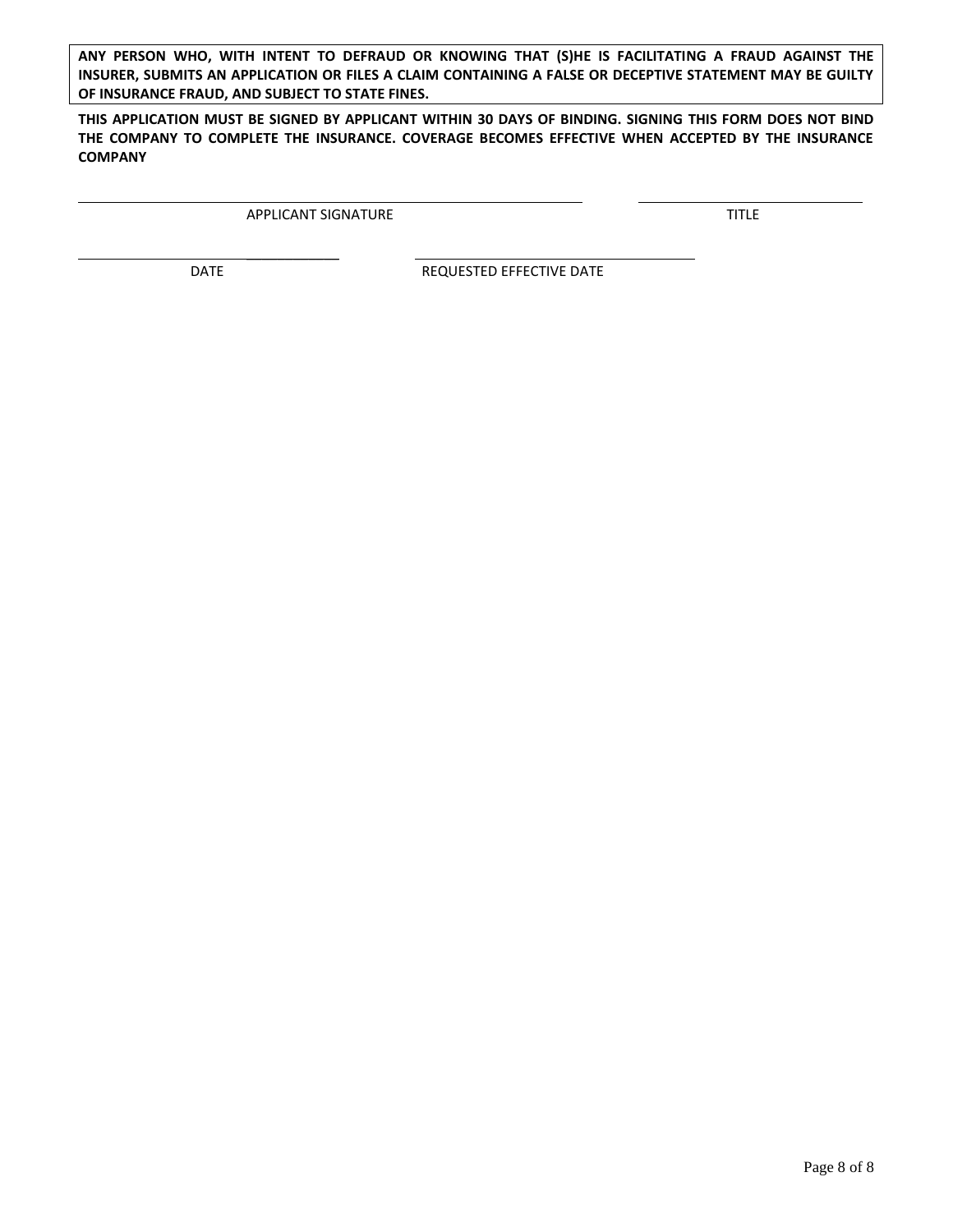**ANY PERSON WHO, WITH INTENT TO DEFRAUD OR KNOWING THAT (S)HE IS FACILITATING A FRAUD AGAINST THE INSURER, SUBMITS AN APPLICATION OR FILES A CLAIM CONTAINING A FALSE OR DECEPTIVE STATEMENT MAY BE GUILTY OF INSURANCE FRAUD, AND SUBJECT TO STATE FINES.**

**THIS APPLICATION MUST BE SIGNED BY APPLICANT WITHIN 30 DAYS OF BINDING. SIGNING THIS FORM DOES NOT BIND THE COMPANY TO COMPLETE THE INSURANCE. COVERAGE BECOMES EFFECTIVE WHEN ACCEPTED BY THE INSURANCE COMPANY**

APPLICANT SIGNATURE

TITLE

DATE

REQUESTED EFFECTIVE DATE